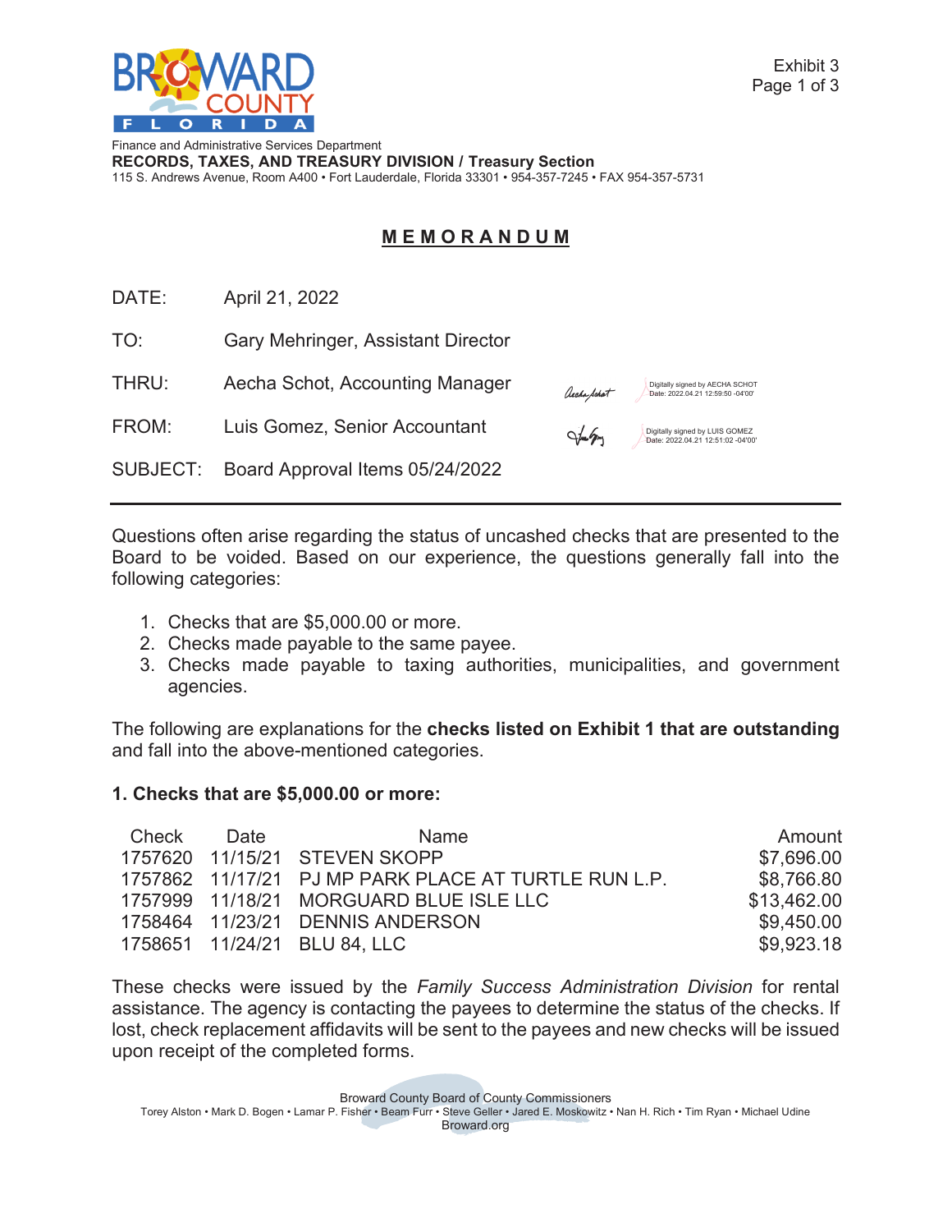Finance and Administrative Services Department
**RECORDS, TAXES, AND TREASURY DIVISION / Treasury Section**
115 S. Andrews Avenue, Room A400 • Fort Lauderdale, Florida 33301 • 954-357-7245 • FAX 954-357-5731

# MEMORANDUM

DATE: April 21, 2022

TO: Gary Mehringer, Assistant Director

THRU: Aecha Schot, Accounting Manager

Digitally signed by AECHA SCHOT
Date: 2022.04.21 12:59:50 -04'00'

FROM: Luis Gomez, Senior Accountant

Digitally signed by LUIS GOMEZ
Date: 2022.04.21 12:51:02 -04'00'

SUBJECT: Board Approval Items 05/24/2022

---

Questions often arise regarding the status of uncashed checks that are presented to the Board to be voided. Based on our experience, the questions generally fall into the following categories:

1. Checks that are $5,000.00 or more.
2. Checks made payable to the same payee.
3. Checks made payable to taxing authorities, municipalities, and government agencies.

The following are explanations for the **checks listed on Exhibit 1 that are outstanding** and fall into the above-mentioned categories.

**1. Checks that are $5,000.00 or more:**

| Check | Date | Name | Amount |
|---|---|---|---|
| 1757620 | 11/15/21 | STEVEN SKOPP | $7,696.00 |
| 1757862 | 11/17/21 | PJ MP PARK PLACE AT TURTLE RUN L.P. | $8,766.80 |
| 1757999 | 11/18/21 | MORGUARD BLUE ISLE LLC | $13,462.00 |
| 1758464 | 11/23/21 | DENNIS ANDERSON | $9,450.00 |
| 1758651 | 11/24/21 | BLU 84, LLC | $9,923.18 |

These checks were issued by the *Family Success Administration Division* for rental assistance. The agency is contacting the payees to determine the status of the checks. If lost, check replacement affidavits will be sent to the payees and new checks will be issued upon receipt of the completed forms.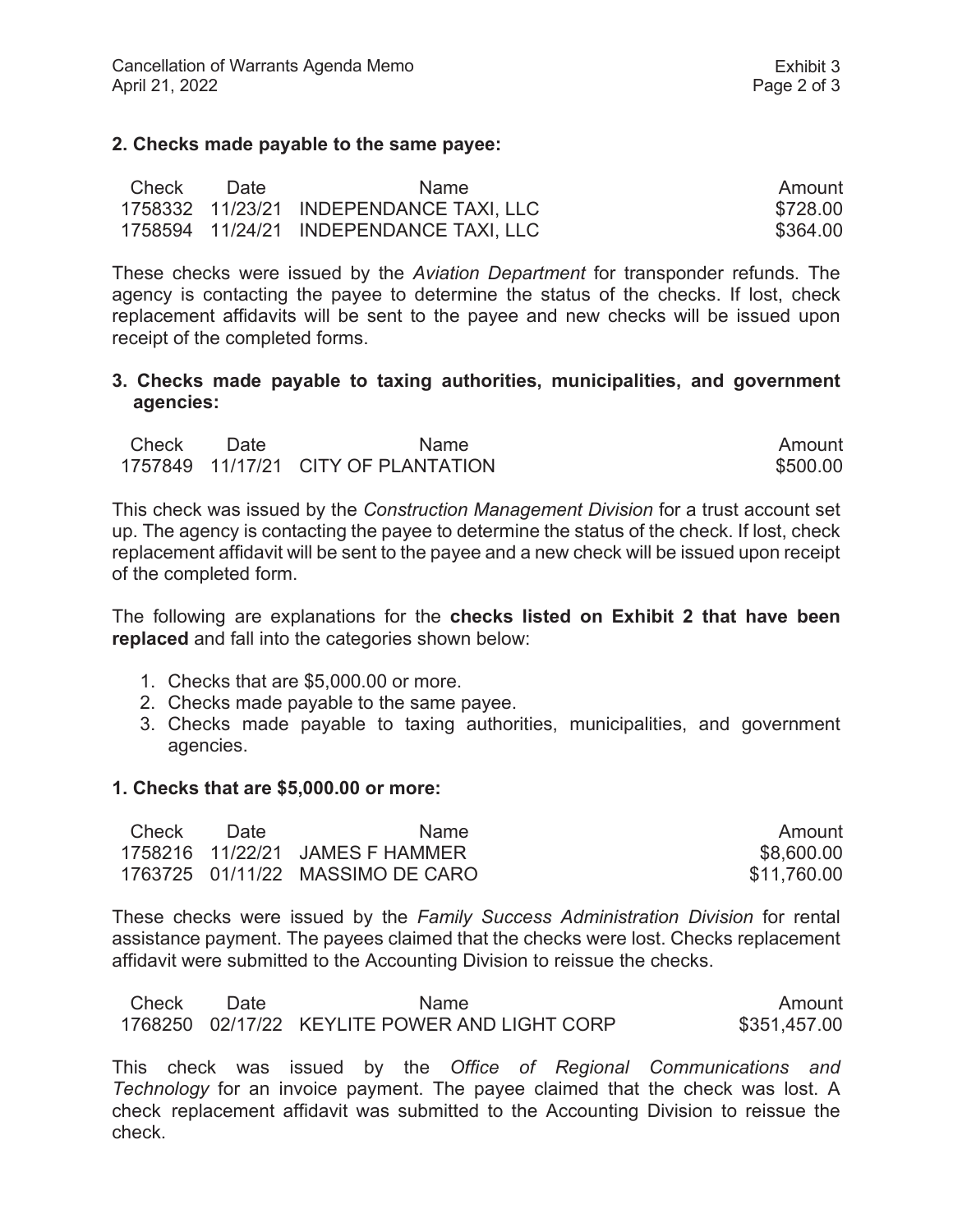**2. Checks made payable to the same payee:**

| Check | Date | Name | Amount |
|---|---|---|---|
| 1758332 | 11/23/21 | INDEPENDANCE TAXI, LLC | $728.00 |
| 1758594 | 11/24/21 | INDEPENDANCE TAXI, LLC | $364.00 |

These checks were issued by the *Aviation Department* for transponder refunds. The agency is contacting the payee to determine the status of the checks. If lost, check replacement affidavits will be sent to the payee and new checks will be issued upon receipt of the completed forms.

**3. Checks made payable to taxing authorities, municipalities, and government agencies:**

| Check | Date | Name | Amount |
|---|---|---|---|
| 1757849 | 11/17/21 | CITY OF PLANTATION | $500.00 |

This check was issued by the *Construction Management Division* for a trust account set up. The agency is contacting the payee to determine the status of the check. If lost, check replacement affidavit will be sent to the payee and a new check will be issued upon receipt of the completed form.

The following are explanations for the **checks listed on Exhibit 2 that have been replaced** and fall into the categories shown below:

1. Checks that are $5,000.00 or more.
2. Checks made payable to the same payee.
3. Checks made payable to taxing authorities, municipalities, and government agencies.

**1. Checks that are $5,000.00 or more:**

| Check | Date | Name | Amount |
|---|---|---|---|
| 1758216 | 11/22/21 | JAMES F HAMMER | $8,600.00 |
| 1763725 | 01/11/22 | MASSIMO DE CARO | $11,760.00 |

These checks were issued by the *Family Success Administration Division* for rental assistance payment. The payees claimed that the checks were lost. Checks replacement affidavit were submitted to the Accounting Division to reissue the checks.

| Check | Date | Name | Amount |
|---|---|---|---|
| 1768250 | 02/17/22 | KEYLITE POWER AND LIGHT CORP | $351,457.00 |

This check was issued by the *Office of Regional Communications and Technology* for an invoice payment. The payee claimed that the check was lost. A check replacement affidavit was submitted to the Accounting Division to reissue the check.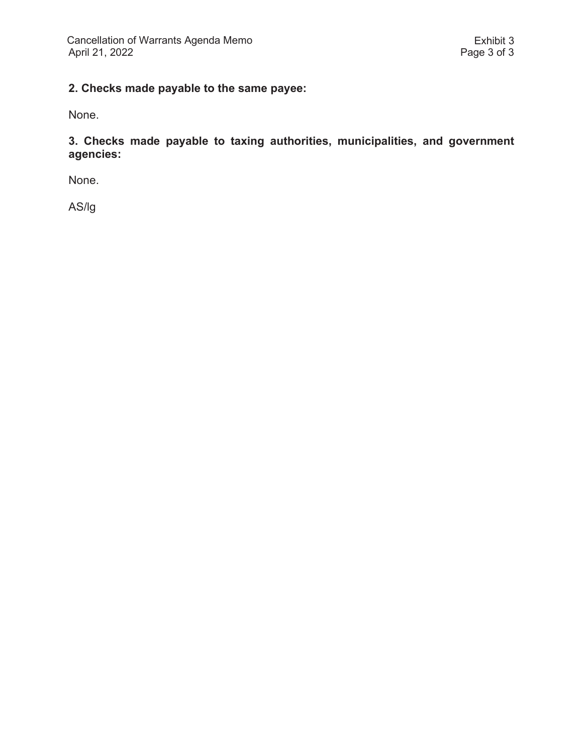**2. Checks made payable to the same payee:**

None.

**3. Checks made payable to taxing authorities, municipalities, and government agencies:**

None.

AS/lg